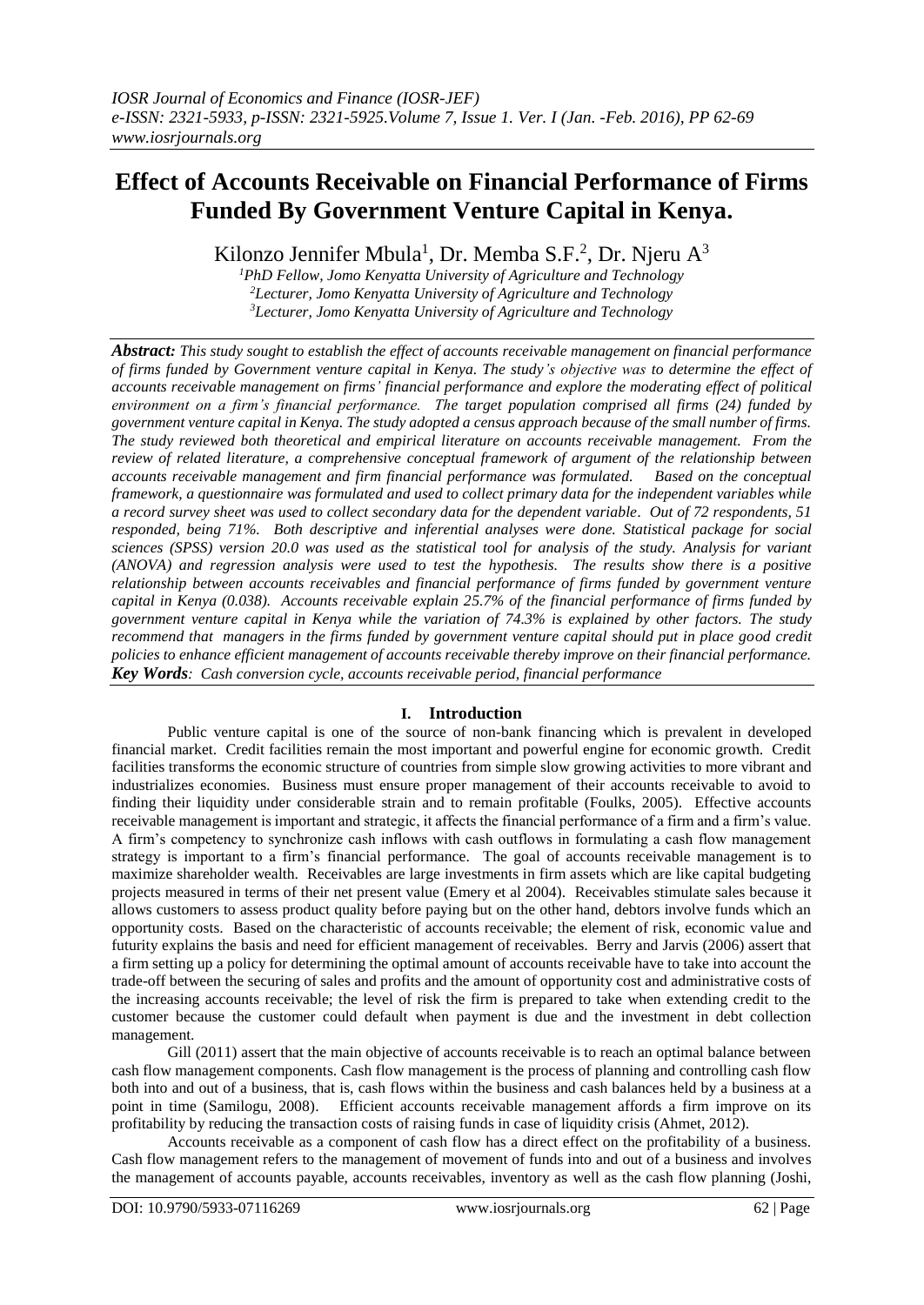# Effect of Accounts Receivable on Financial Performance of Firms Funded By Government Venture Capital in Kenya.

Kilonzo Jennifer Mbula[1], Dr. Memba S.F.[2], Dr. Njeru A[3]

[1]PhD Fellow, Jomo Kenyatta University of Agriculture and Technology
[2]Lecturer, Jomo Kenyatta University of Agriculture and Technology
[3]Lecturer, Jomo Kenyatta University of Agriculture and Technology

***Abstract:*** *This study sought to establish the effect of accounts receivable management on financial performance of firms funded by Government venture capital in Kenya. The study's objective was to determine the effect of accounts receivable management on firms' financial performance and explore the moderating effect of political environment on a firm's financial performance. The target population comprised all firms (24) funded by government venture capital in Kenya. The study adopted a census approach because of the small number of firms. The study reviewed both theoretical and empirical literature on accounts receivable management. From the review of related literature, a comprehensive conceptual framework of argument of the relationship between accounts receivable management and firm financial performance was formulated. Based on the conceptual framework, a questionnaire was formulated and used to collect primary data for the independent variables while a record survey sheet was used to collect secondary data for the dependent variable. Out of 72 respondents, 51 responded, being 71%. Both descriptive and inferential analyses were done. Statistical package for social sciences (SPSS) version 20.0 was used as the statistical tool for analysis of the study. Analysis for variant (ANOVA) and regression analysis were used to test the hypothesis. The results show there is a positive relationship between accounts receivables and financial performance of firms funded by government venture capital in Kenya (0.038). Accounts receivable explain 25.7% of the financial performance of firms funded by government venture capital in Kenya while the variation of 74.3% is explained by other factors. The study recommend that managers in the firms funded by government venture capital should put in place good credit policies to enhance efficient management of accounts receivable thereby improve on their financial performance.*

***Key Words****: Cash conversion cycle, accounts receivable period, financial performance*

## I. Introduction

Public venture capital is one of the source of non-bank financing which is prevalent in developed financial market. Credit facilities remain the most important and powerful engine for economic growth. Credit facilities transforms the economic structure of countries from simple slow growing activities to more vibrant and industrializes economies. Business must ensure proper management of their accounts receivable to avoid to finding their liquidity under considerable strain and to remain profitable (Foulks, 2005). Effective accounts receivable management is important and strategic, it affects the financial performance of a firm and a firm's value. A firm's competency to synchronize cash inflows with cash outflows in formulating a cash flow management strategy is important to a firm's financial performance. The goal of accounts receivable management is to maximize shareholder wealth. Receivables are large investments in firm assets which are like capital budgeting projects measured in terms of their net present value (Emery et al 2004). Receivables stimulate sales because it allows customers to assess product quality before paying but on the other hand, debtors involve funds which an opportunity costs. Based on the characteristic of accounts receivable; the element of risk, economic value and futurity explains the basis and need for efficient management of receivables. Berry and Jarvis (2006) assert that a firm setting up a policy for determining the optimal amount of accounts receivable have to take into account the trade-off between the securing of sales and profits and the amount of opportunity cost and administrative costs of the increasing accounts receivable; the level of risk the firm is prepared to take when extending credit to the customer because the customer could default when payment is due and the investment in debt collection management.

Gill (2011) assert that the main objective of accounts receivable is to reach an optimal balance between cash flow management components. Cash flow management is the process of planning and controlling cash flow both into and out of a business, that is, cash flows within the business and cash balances held by a business at a point in time (Samilogu, 2008). Efficient accounts receivable management affords a firm improve on its profitability by reducing the transaction costs of raising funds in case of liquidity crisis (Ahmet, 2012).

Accounts receivable as a component of cash flow has a direct effect on the profitability of a business. Cash flow management refers to the management of movement of funds into and out of a business and involves the management of accounts payable, accounts receivables, inventory as well as the cash flow planning (Joshi,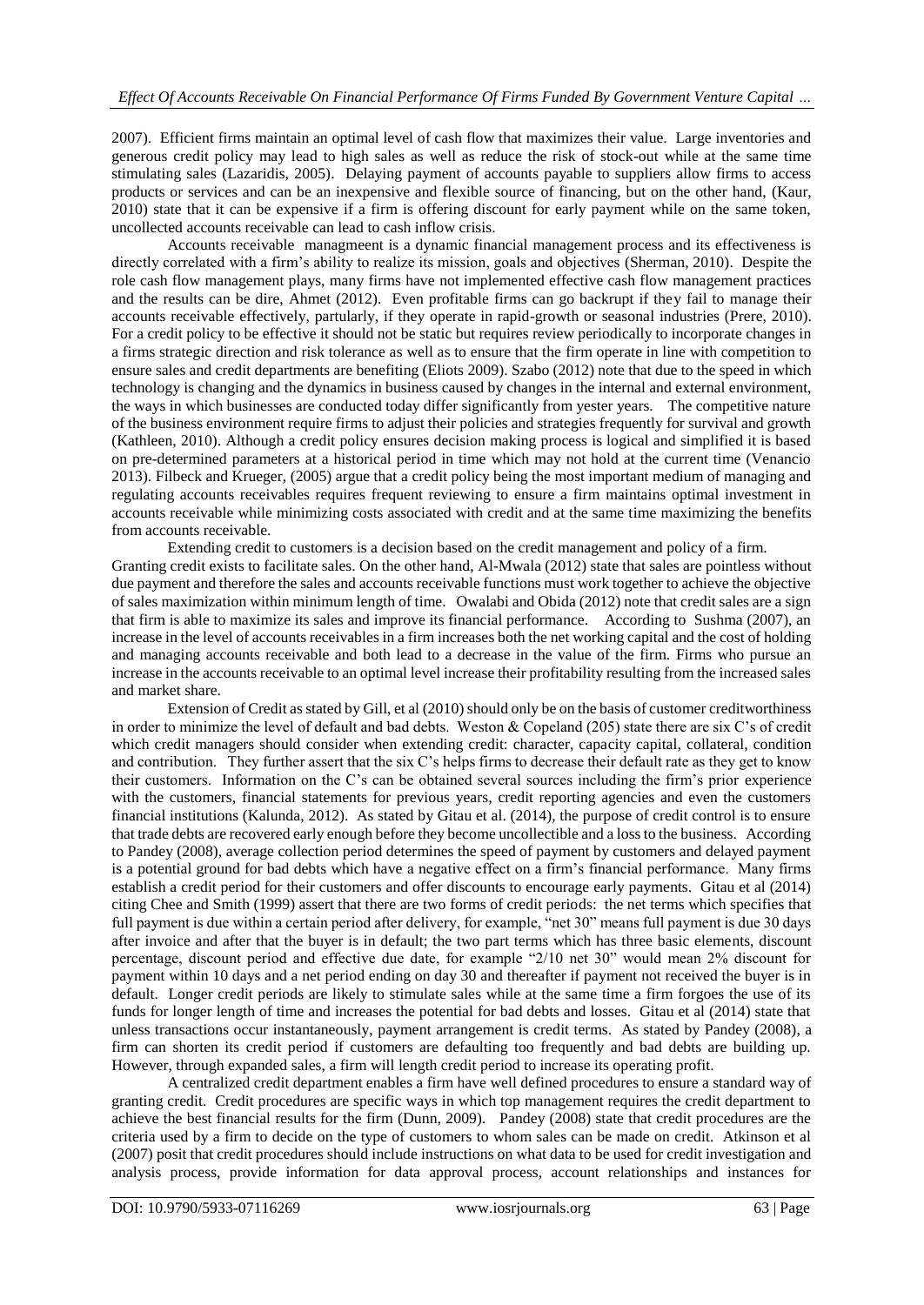2007). Efficient firms maintain an optimal level of cash flow that maximizes their value. Large inventories and generous credit policy may lead to high sales as well as reduce the risk of stock-out while at the same time stimulating sales (Lazaridis, 2005). Delaying payment of accounts payable to suppliers allow firms to access products or services and can be an inexpensive and flexible source of financing, but on the other hand, (Kaur, 2010) state that it can be expensive if a firm is offering discount for early payment while on the same token, uncollected accounts receivable can lead to cash inflow crisis.

Accounts receivable managmeent is a dynamic financial management process and its effectiveness is directly correlated with a firm's ability to realize its mission, goals and objectives (Sherman, 2010). Despite the role cash flow management plays, many firms have not implemented effective cash flow management practices and the results can be dire, Ahmet (2012). Even profitable firms can go backrupt if they fail to manage their accounts receivable effectively, partularly, if they operate in rapid-growth or seasonal industries (Prere, 2010). For a credit policy to be effective it should not be static but requires review periodically to incorporate changes in a firms strategic direction and risk tolerance as well as to ensure that the firm operate in line with competition to ensure sales and credit departments are benefiting (Eliots 2009). Szabo (2012) note that due to the speed in which technology is changing and the dynamics in business caused by changes in the internal and external environment, the ways in which businesses are conducted today differ significantly from yester years. The competitive nature of the business environment require firms to adjust their policies and strategies frequently for survival and growth (Kathleen, 2010). Although a credit policy ensures decision making process is logical and simplified it is based on pre-determined parameters at a historical period in time which may not hold at the current time (Venancio 2013). Filbeck and Krueger, (2005) argue that a credit policy being the most important medium of managing and regulating accounts receivables requires frequent reviewing to ensure a firm maintains optimal investment in accounts receivable while minimizing costs associated with credit and at the same time maximizing the benefits from accounts receivable.

Extending credit to customers is a decision based on the credit management and policy of a firm. Granting credit exists to facilitate sales. On the other hand, Al-Mwala (2012) state that sales are pointless without due payment and therefore the sales and accounts receivable functions must work together to achieve the objective of sales maximization within minimum length of time. Owalabi and Obida (2012) note that credit sales are a sign that firm is able to maximize its sales and improve its financial performance. According to Sushma (2007), an increase in the level of accounts receivables in a firm increases both the net working capital and the cost of holding and managing accounts receivable and both lead to a decrease in the value of the firm. Firms who pursue an increase in the accounts receivable to an optimal level increase their profitability resulting from the increased sales and market share.

Extension of Credit as stated by Gill, et al (2010) should only be on the basis of customer creditworthiness in order to minimize the level of default and bad debts. Weston & Copeland (205) state there are six C's of credit which credit managers should consider when extending credit: character, capacity capital, collateral, condition and contribution. They further assert that the six C's helps firms to decrease their default rate as they get to know their customers. Information on the C's can be obtained several sources including the firm's prior experience with the customers, financial statements for previous years, credit reporting agencies and even the customers financial institutions (Kalunda, 2012). As stated by Gitau et al. (2014), the purpose of credit control is to ensure that trade debts are recovered early enough before they become uncollectible and a loss to the business. According to Pandey (2008), average collection period determines the speed of payment by customers and delayed payment is a potential ground for bad debts which have a negative effect on a firm's financial performance. Many firms establish a credit period for their customers and offer discounts to encourage early payments. Gitau et al (2014) citing Chee and Smith (1999) assert that there are two forms of credit periods: the net terms which specifies that full payment is due within a certain period after delivery, for example, "net 30" means full payment is due 30 days after invoice and after that the buyer is in default; the two part terms which has three basic elements, discount percentage, discount period and effective due date, for example "2/10 net 30" would mean 2% discount for payment within 10 days and a net period ending on day 30 and thereafter if payment not received the buyer is in default. Longer credit periods are likely to stimulate sales while at the same time a firm forgoes the use of its funds for longer length of time and increases the potential for bad debts and losses. Gitau et al (2014) state that unless transactions occur instantaneously, payment arrangement is credit terms. As stated by Pandey (2008), a firm can shorten its credit period if customers are defaulting too frequently and bad debts are building up. However, through expanded sales, a firm will length credit period to increase its operating profit.

A centralized credit department enables a firm have well defined procedures to ensure a standard way of granting credit. Credit procedures are specific ways in which top management requires the credit department to achieve the best financial results for the firm (Dunn, 2009). Pandey (2008) state that credit procedures are the criteria used by a firm to decide on the type of customers to whom sales can be made on credit. Atkinson et al (2007) posit that credit procedures should include instructions on what data to be used for credit investigation and analysis process, provide information for data approval process, account relationships and instances for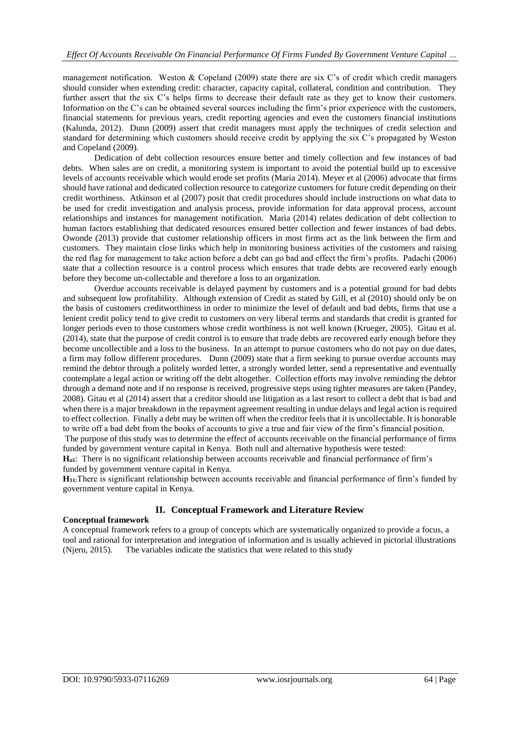management notification. Weston & Copeland (2009) state there are six C's of credit which credit managers should consider when extending credit: character, capacity capital, collateral, condition and contribution. They further assert that the six C's helps firms to decrease their default rate as they get to know their customers. Information on the C's can be obtained several sources including the firm's prior experience with the customers, financial statements for previous years, credit reporting agencies and even the customers financial institutions (Kalunda, 2012). Dunn (2009) assert that credit managers must apply the techniques of credit selection and standard for determining which customers should receive credit by applying the six C's propagated by Weston and Copeland (2009).

Dedication of debt collection resources ensure better and timely collection and few instances of bad debts. When sales are on credit, a monitoring system is important to avoid the potential build up to excessive levels of accounts receivable which would erode set profits (Maria 2014). Meyer et al (2006) advocate that firms should have rational and dedicated collection resource to categorize customers for future credit depending on their credit worthiness. Atkinson et al (2007) posit that credit procedures should include instructions on what data to be used for credit investigation and analysis process, provide information for data approval process, account relationships and instances for management notification. Maria (2014) relates dedication of debt collection to human factors establishing that dedicated resources ensured better collection and fewer instances of bad debts. Owonde (2013) provide that customer relationship officers in most firms act as the link between the firm and customers. They maintain close links which help in monitoring business activities of the customers and raising the red flag for management to take action before a debt can go bad and effect the firm's profits. Padachi (2006) state that a collection resource is a control process which ensures that trade debts are recovered early enough before they become un-collectable and therefore a loss to an organization.

Overdue accounts receivable is delayed payment by customers and is a potential ground for bad debts and subsequent low profitability. Although extension of Credit as stated by Gill, et al (2010) should only be on the basis of customers creditworthiness in order to minimize the level of default and bad debts, firms that use a lenient credit policy tend to give credit to customers on very liberal terms and standards that credit is granted for longer periods even to those customers whose credit worthiness is not well known (Krueger, 2005). Gitau et al. (2014), state that the purpose of credit control is to ensure that trade debts are recovered early enough before they become uncollectible and a loss to the business. In an attempt to pursue customers who do not pay on due dates, a firm may follow different procedures. Dunn (2009) state that a firm seeking to pursue overdue accounts may remind the debtor through a politely worded letter, a strongly worded letter, send a representative and eventually contemplate a legal action or writing off the debt altogether. Collection efforts may involve reminding the debtor through a demand note and if no response is received, progressive steps using tighter measures are taken (Pandey, 2008). Gitau et al (2014) assert that a creditor should use litigation as a last resort to collect a debt that is bad and when there is a major breakdown in the repayment agreement resulting in undue delays and legal action is required to effect collection. Finally a debt may be written off when the creditor feels that it is uncollectable. It is honorable to write off a bad debt from the books of accounts to give a true and fair view of the firm's financial position.

The purpose of this study was to determine the effect of accounts receivable on the financial performance of firms funded by government venture capital in Kenya. Both null and alternative hypothesis were tested:

**$H_{o1}$**: There is no significant relationship between accounts receivable and financial performance of firm's funded by government venture capital in Kenya.

**$H_{11}$**:There is significant relationship between accounts receivable and financial performance of firm's funded by government venture capital in Kenya.

## II. Conceptual Framework and Literature Review

### Conceptual framework

A conceptual framework refers to a group of concepts which are systematically organized to provide a focus, a tool and rational for interpretation and integration of information and is usually achieved in pictorial illustrations (Njeru, 2015). The variables indicate the statistics that were related to this study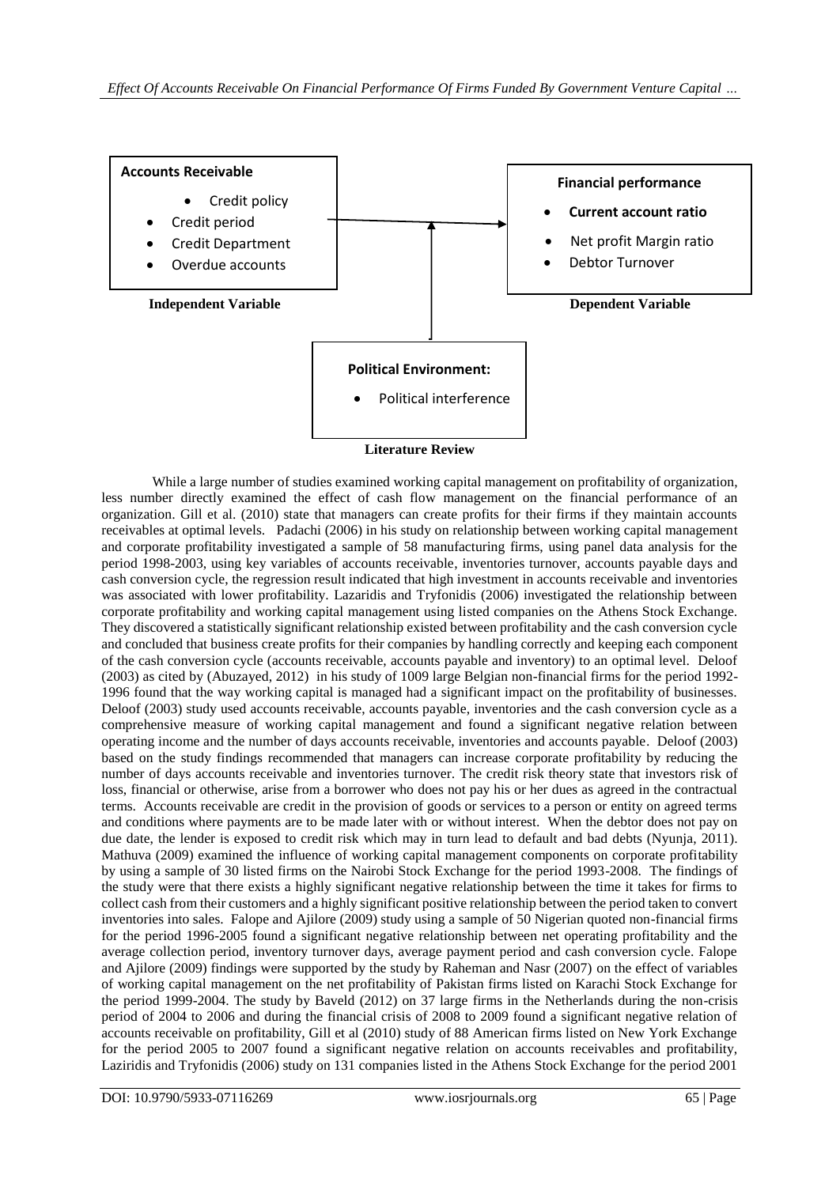**Accounts Receivable**

- Credit policy
- Credit period
- Credit Department
- Overdue accounts

**Independent Variable**

**Financial performance**

- **Current account ratio**
- Net profit Margin ratio
- Debtor Turnover

**Dependent Variable**

**Political Environment:**

- Political interference

## Literature Review

While a large number of studies examined working capital management on profitability of organization, less number directly examined the effect of cash flow management on the financial performance of an organization. Gill et al. (2010) state that managers can create profits for their firms if they maintain accounts receivables at optimal levels. Padachi (2006) in his study on relationship between working capital management and corporate profitability investigated a sample of 58 manufacturing firms, using panel data analysis for the period 1998-2003, using key variables of accounts receivable, inventories turnover, accounts payable days and cash conversion cycle, the regression result indicated that high investment in accounts receivable and inventories was associated with lower profitability. Lazaridis and Tryfonidis (2006) investigated the relationship between corporate profitability and working capital management using listed companies on the Athens Stock Exchange. They discovered a statistically significant relationship existed between profitability and the cash conversion cycle and concluded that business create profits for their companies by handling correctly and keeping each component of the cash conversion cycle (accounts receivable, accounts payable and inventory) to an optimal level. Deloof (2003) as cited by (Abuzayed, 2012) in his study of 1009 large Belgian non-financial firms for the period 1992-1996 found that the way working capital is managed had a significant impact on the profitability of businesses. Deloof (2003) study used accounts receivable, accounts payable, inventories and the cash conversion cycle as a comprehensive measure of working capital management and found a significant negative relation between operating income and the number of days accounts receivable, inventories and accounts payable. Deloof (2003) based on the study findings recommended that managers can increase corporate profitability by reducing the number of days accounts receivable and inventories turnover. The credit risk theory state that investors risk of loss, financial or otherwise, arise from a borrower who does not pay his or her dues as agreed in the contractual terms. Accounts receivable are credit in the provision of goods or services to a person or entity on agreed terms and conditions where payments are to be made later with or without interest. When the debtor does not pay on due date, the lender is exposed to credit risk which may in turn lead to default and bad debts (Nyunja, 2011). Mathuva (2009) examined the influence of working capital management components on corporate profitability by using a sample of 30 listed firms on the Nairobi Stock Exchange for the period 1993-2008. The findings of the study were that there exists a highly significant negative relationship between the time it takes for firms to collect cash from their customers and a highly significant positive relationship between the period taken to convert inventories into sales. Falope and Ajilore (2009) study using a sample of 50 Nigerian quoted non-financial firms for the period 1996-2005 found a significant negative relationship between net operating profitability and the average collection period, inventory turnover days, average payment period and cash conversion cycle. Falope and Ajilore (2009) findings were supported by the study by Raheman and Nasr (2007) on the effect of variables of working capital management on the net profitability of Pakistan firms listed on Karachi Stock Exchange for the period 1999-2004. The study by Baveld (2012) on 37 large firms in the Netherlands during the non-crisis period of 2004 to 2006 and during the financial crisis of 2008 to 2009 found a significant negative relation of accounts receivable on profitability, Gill et al (2010) study of 88 American firms listed on New York Exchange for the period 2005 to 2007 found a significant negative relation on accounts receivables and profitability, Laziridis and Tryfonidis (2006) study on 131 companies listed in the Athens Stock Exchange for the period 2001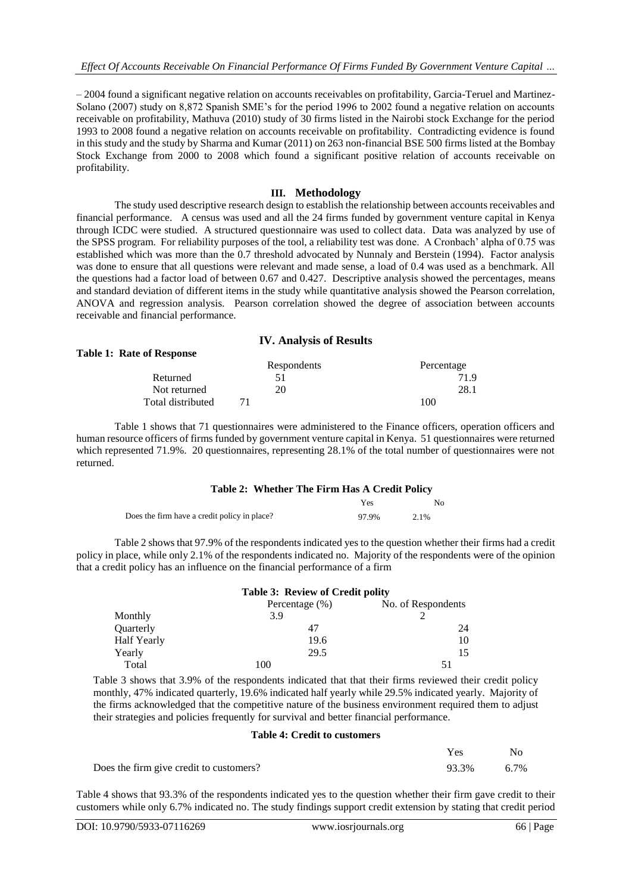– 2004 found a significant negative relation on accounts receivables on profitability, Garcia-Teruel and Martinez-Solano (2007) study on 8,872 Spanish SME's for the period 1996 to 2002 found a negative relation on accounts receivable on profitability, Mathuva (2010) study of 30 firms listed in the Nairobi stock Exchange for the period 1993 to 2008 found a negative relation on accounts receivable on profitability. Contradicting evidence is found in this study and the study by Sharma and Kumar (2011) on 263 non-financial BSE 500 firms listed at the Bombay Stock Exchange from 2000 to 2008 which found a significant positive relation of accounts receivable on profitability.

## III. Methodology

The study used descriptive research design to establish the relationship between accounts receivables and financial performance. A census was used and all the 24 firms funded by government venture capital in Kenya through ICDC were studied. A structured questionnaire was used to collect data. Data was analyzed by use of the SPSS program. For reliability purposes of the tool, a reliability test was done. A Cronbach' alpha of 0.75 was established which was more than the 0.7 threshold advocated by Nunnaly and Berstein (1994). Factor analysis was done to ensure that all questions were relevant and made sense, a load of 0.4 was used as a benchmark. All the questions had a factor load of between 0.67 and 0.427. Descriptive analysis showed the percentages, means and standard deviation of different items in the study while quantitative analysis showed the Pearson correlation, ANOVA and regression analysis. Pearson correlation showed the degree of association between accounts receivable and financial performance.

## IV. Analysis of Results

**Table 1: Rate of Response**

| | Respondents | Percentage |
|---|---|---|
| Returned | 51 | 71.9 |
| Not returned | 20 | 28.1 |
| Total distributed | 71 | 100 |

Table 1 shows that 71 questionnaires were administered to the Finance officers, operation officers and human resource officers of firms funded by government venture capital in Kenya. 51 questionnaires were returned which represented 71.9%. 20 questionnaires, representing 28.1% of the total number of questionnaires were not returned.

**Table 2: Whether The Firm Has A Credit Policy**

| | Yes | No |
|---|---|---|
| Does the firm have a credit policy in place? | 97.9% | 2.1% |

Table 2 shows that 97.9% of the respondents indicated yes to the question whether their firms had a credit policy in place, while only 2.1% of the respondents indicated no. Majority of the respondents were of the opinion that a credit policy has an influence on the financial performance of a firm

**Table 3: Review of Credit polity**

| | Percentage (%) | No. of Respondents |
|---|---|---|
| Monthly | 3.9 | 2 |
| Quarterly | 47 | 24 |
| Half Yearly | 19.6 | 10 |
| Yearly | 29.5 | 15 |
| Total | 100 | 51 |

Table 3 shows that 3.9% of the respondents indicated that that their firms reviewed their credit policy monthly, 47% indicated quarterly, 19.6% indicated half yearly while 29.5% indicated yearly. Majority of the firms acknowledged that the competitive nature of the business environment required them to adjust their strategies and policies frequently for survival and better financial performance.

**Table 4: Credit to customers**

| | Yes | No |
|---|---|---|
| Does the firm give credit to customers? | 93.3% | 6.7% |

Table 4 shows that 93.3% of the respondents indicated yes to the question whether their firm gave credit to their customers while only 6.7% indicated no. The study findings support credit extension by stating that credit period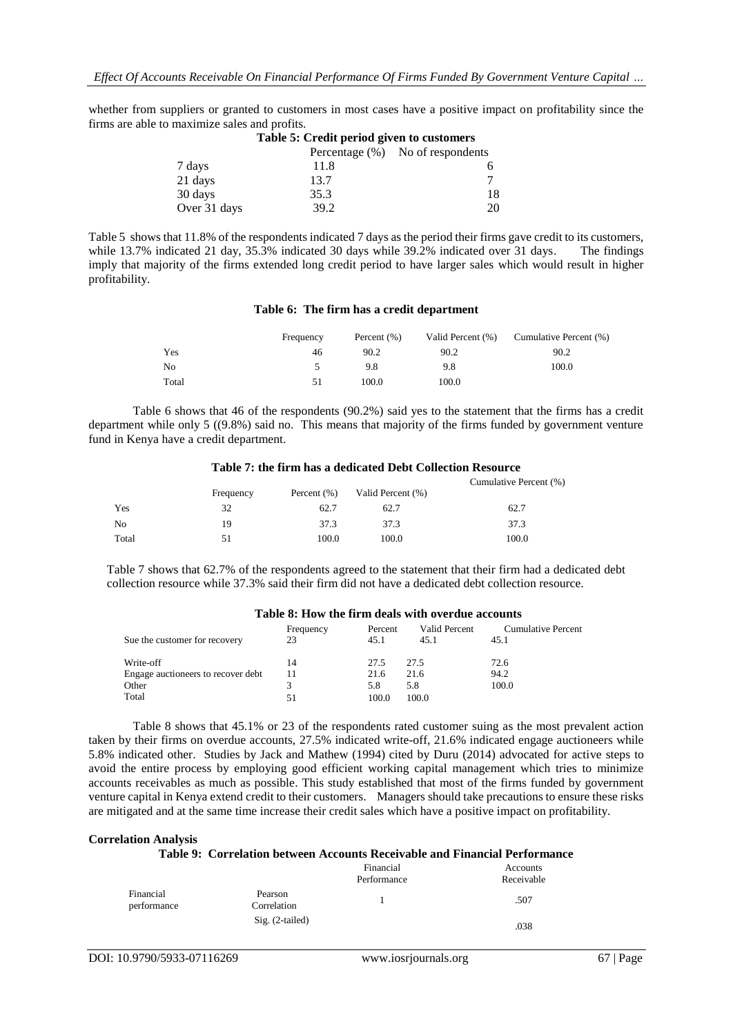whether from suppliers or granted to customers in most cases have a positive impact on profitability since the firms are able to maximize sales and profits.

**Table 5: Credit period given to customers**

| | Percentage (%) | No of respondents |
|---|---|---|
| 7 days | 11.8 | 6 |
| 21 days | 13.7 | 7 |
| 30 days | 35.3 | 18 |
| Over 31 days | 39.2 | 20 |

Table 5 shows that 11.8% of the respondents indicated 7 days as the period their firms gave credit to its customers, while 13.7% indicated 21 day, 35.3% indicated 30 days while 39.2% indicated over 31 days. The findings imply that majority of the firms extended long credit period to have larger sales which would result in higher profitability.

**Table 6: The firm has a credit department**

| | Frequency | Percent (%) | Valid Percent (%) | Cumulative Percent (%) |
|---|---|---|---|---|
| Yes | 46 | 90.2 | 90.2 | 90.2 |
| No | 5 | 9.8 | 9.8 | 100.0 |
| Total | 51 | 100.0 | 100.0 | |

Table 6 shows that 46 of the respondents (90.2%) said yes to the statement that the firms has a credit department while only 5 ((9.8%) said no. This means that majority of the firms funded by government venture fund in Kenya have a credit department.

**Table 7: the firm has a dedicated Debt Collection Resource**

| | Frequency | Percent (%) | Valid Percent (%) | Cumulative Percent (%) |
|---|---|---|---|---|
| Yes | 32 | 62.7 | 62.7 | 62.7 |
| No | 19 | 37.3 | 37.3 | 37.3 |
| Total | 51 | 100.0 | 100.0 | 100.0 |

Table 7 shows that 62.7% of the respondents agreed to the statement that their firm had a dedicated debt collection resource while 37.3% said their firm did not have a dedicated debt collection resource.

**Table 8: How the firm deals with overdue accounts**

| | Frequency | Percent | Valid Percent | Cumulative Percent |
|---|---|---|---|---|
| Sue the customer for recovery | 23 | 45.1 | 45.1 | 45.1 |
| Write-off | 14 | 27.5 | 27.5 | 72.6 |
| Engage auctioneers to recover debt | 11 | 21.6 | 21.6 | 94.2 |
| Other | 3 | 5.8 | 5.8 | 100.0 |
| Total | 51 | 100.0 | 100.0 | |

Table 8 shows that 45.1% or 23 of the respondents rated customer suing as the most prevalent action taken by their firms on overdue accounts, 27.5% indicated write-off, 21.6% indicated engage auctioneers while 5.8% indicated other. Studies by Jack and Mathew (1994) cited by Duru (2014) advocated for active steps to avoid the entire process by employing good efficient working capital management which tries to minimize accounts receivables as much as possible. This study established that most of the firms funded by government venture capital in Kenya extend credit to their customers. Managers should take precautions to ensure these risks are mitigated and at the same time increase their credit sales which have a positive impact on profitability.

**Correlation Analysis**

**Table 9: Correlation between Accounts Receivable and Financial Performance**

| | | Financial Performance | Accounts Receivable |
|---|---|---|---|
| Financial performance | Pearson Correlation | 1 | .507 |
| | Sig. (2-tailed) | | .038 |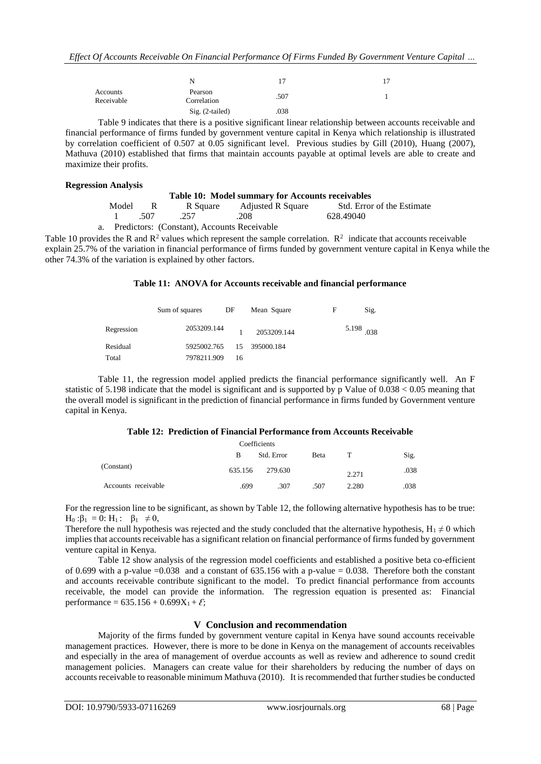| | | | |
|---|---|---|---|
| | N | 17 | 17 |
| Accounts Receivable | Pearson Correlation | .507 | 1 |
| | Sig. (2-tailed) | .038 | |

Table 9 indicates that there is a positive significant linear relationship between accounts receivable and financial performance of firms funded by government venture capital in Kenya which relationship is illustrated by correlation coefficient of 0.507 at 0.05 significant level. Previous studies by Gill (2010), Huang (2007), Mathuva (2010) established that firms that maintain accounts payable at optimal levels are able to create and maximize their profits.

**Regression Analysis**

**Table 10: Model summary for Accounts receivables**

| Model | R | R Square | Adjusted R Square | Std. Error of the Estimate |
|---|---|---|---|---|
| 1 | .507 | .257 | .208 | 628.49040 |

a. Predictors: (Constant), Accounts Receivable

Table 10 provides the R and $R^2$ values which represent the sample correlation. $R^2$ indicate that accounts receivable explain 25.7% of the variation in financial performance of firms funded by government venture capital in Kenya while the other 74.3% of the variation is explained by other factors.

**Table 11: ANOVA for Accounts receivable and financial performance**

| | Sum of squares | DF | Mean Square | F | Sig. |
|---|---|---|---|---|---|
| Regression | 2053209.144 | 1 | 2053209.144 | 5.198 | .038 |
| Residual | 5925002.765 | 15 | 395000.184 | | |
| Total | 7978211.909 | 16 | | | |

Table 11, the regression model applied predicts the financial performance significantly well. An F statistic of 5.198 indicate that the model is significant and is supported by p Value of 0.038 < 0.05 meaning that the overall model is significant in the prediction of financial performance in firms funded by Government venture capital in Kenya.

**Table 12: Prediction of Financial Performance from Accounts Receivable**

| Coefficients | B | Std. Error | Beta | T | Sig. |
|---|---|---|---|---|---|
| (Constant) | 635.156 | 279.630 | | 2.271 | .038 |
| Accounts receivable | .699 | .307 | .507 | 2.280 | .038 |

For the regression line to be significant, as shown by Table 12, the following alternative hypothesis has to be true: $H_0 : \beta_1 = 0$: $H_1 : \beta_1 \neq 0$,

Therefore the null hypothesis was rejected and the study concluded that the alternative hypothesis, $H_1 \neq 0$ which implies that accounts receivable has a significant relation on financial performance of firms funded by government venture capital in Kenya.

Table 12 show analysis of the regression model coefficients and established a positive beta co-efficient of 0.699 with a p-value =0.038 and a constant of 635.156 with a p-value = 0.038. Therefore both the constant and accounts receivable contribute significant to the model. To predict financial performance from accounts receivable, the model can provide the information. The regression equation is presented as: Financial performance = $635.156 + 0.699X_1 + \mathcal{E}$;

## V Conclusion and recommendation

Majority of the firms funded by government venture capital in Kenya have sound accounts receivable management practices. However, there is more to be done in Kenya on the management of accounts receivables and especially in the area of management of overdue accounts as well as review and adherence to sound credit management policies. Managers can create value for their shareholders by reducing the number of days on accounts receivable to reasonable minimum Mathuva (2010). It is recommended that further studies be conducted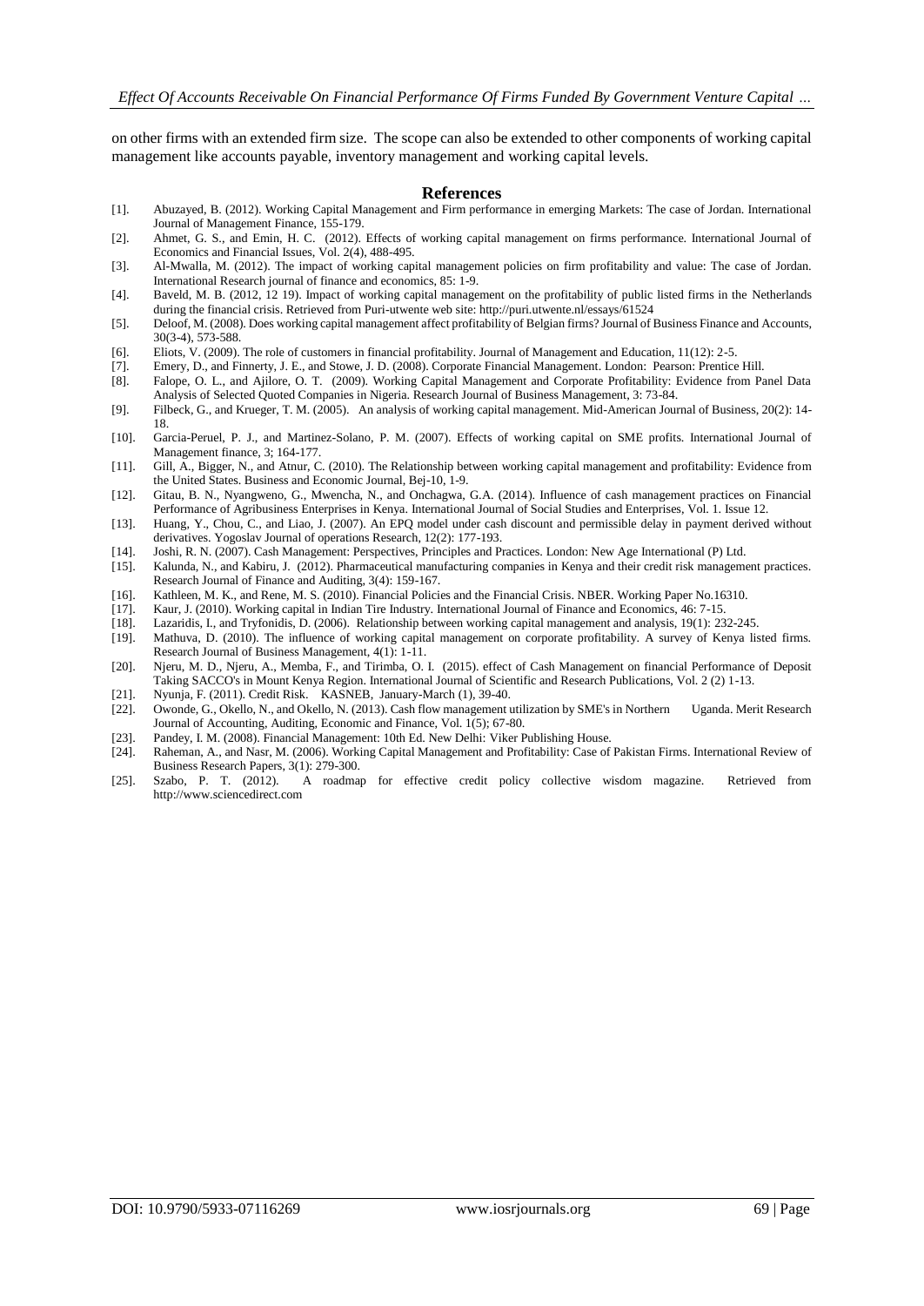on other firms with an extended firm size. The scope can also be extended to other components of working capital management like accounts payable, inventory management and working capital levels.

## References

[1]. Abuzayed, B. (2012). Working Capital Management and Firm performance in emerging Markets: The case of Jordan. International Journal of Management Finance, 155-179.

[2]. Ahmet, G. S., and Emin, H. C. (2012). Effects of working capital management on firms performance. International Journal of Economics and Financial Issues, Vol. 2(4), 488-495.

[3]. Al-Mwalla, M. (2012). The impact of working capital management policies on firm profitability and value: The case of Jordan. International Research journal of finance and economics, 85: 1-9.

[4]. Baveld, M. B. (2012, 12 19). Impact of working capital management on the profitability of public listed firms in the Netherlands during the financial crisis. Retrieved from Puri-utwente web site: http://puri.utwente.nl/essays/61524

[5]. Deloof, M. (2008). Does working capital management affect profitability of Belgian firms? Journal of Business Finance and Accounts, 30(3-4), 573-588.

[6]. Eliots, V. (2009). The role of customers in financial profitability. Journal of Management and Education, 11(12): 2-5.

[7]. Emery, D., and Finnerty, J. E., and Stowe, J. D. (2008). Corporate Financial Management. London: Pearson: Prentice Hill.

[8]. Falope, O. L., and Ajilore, O. T. (2009). Working Capital Management and Corporate Profitability: Evidence from Panel Data Analysis of Selected Quoted Companies in Nigeria. Research Journal of Business Management, 3: 73-84.

[9]. Filbeck, G., and Krueger, T. M. (2005). An analysis of working capital management. Mid-American Journal of Business, 20(2): 14-18.

[10]. Garcia-Peruel, P. J., and Martinez-Solano, P. M. (2007). Effects of working capital on SME profits. International Journal of Management finance, 3; 164-177.

[11]. Gill, A., Bigger, N., and Atnur, C. (2010). The Relationship between working capital management and profitability: Evidence from the United States. Business and Economic Journal, Bej-10, 1-9.

[12]. Gitau, B. N., Nyangweno, G., Mwencha, N., and Onchagwa, G.A. (2014). Influence of cash management practices on Financial Performance of Agribusiness Enterprises in Kenya. International Journal of Social Studies and Enterprises, Vol. 1. Issue 12.

[13]. Huang, Y., Chou, C., and Liao, J. (2007). An EPQ model under cash discount and permissible delay in payment derived without derivatives. Yogoslav Journal of operations Research, 12(2): 177-193.

[14]. Joshi, R. N. (2007). Cash Management: Perspectives, Principles and Practices. London: New Age International (P) Ltd.

[15]. Kalunda, N., and Kabiru, J. (2012). Pharmaceutical manufacturing companies in Kenya and their credit risk management practices. Research Journal of Finance and Auditing, 3(4): 159-167.

[16]. Kathleen, M. K., and Rene, M. S. (2010). Financial Policies and the Financial Crisis. NBER. Working Paper No.16310.

[17]. Kaur, J. (2010). Working capital in Indian Tire Industry. International Journal of Finance and Economics, 46: 7-15.

[18]. Lazaridis, I., and Tryfonidis, D. (2006). Relationship between working capital management and analysis, 19(1): 232-245.

[19]. Mathuva, D. (2010). The influence of working capital management on corporate profitability. A survey of Kenya listed firms. Research Journal of Business Management, 4(1): 1-11.

[20]. Njeru, M. D., Njeru, A., Memba, F., and Tirimba, O. I. (2015). effect of Cash Management on financial Performance of Deposit Taking SACCO's in Mount Kenya Region. International Journal of Scientific and Research Publications, Vol. 2 (2) 1-13.

[21]. Nyunja, F. (2011). Credit Risk. KASNEB, January-March (1), 39-40.

[22]. Owonde, G., Okello, N., and Okello, N. (2013). Cash flow management utilization by SME's in Northern Uganda. Merit Research Journal of Accounting, Auditing, Economic and Finance, Vol. 1(5); 67-80.

[23]. Pandey, I. M. (2008). Financial Management: 10th Ed. New Delhi: Viker Publishing House.

[24]. Raheman, A., and Nasr, M. (2006). Working Capital Management and Profitability: Case of Pakistan Firms. International Review of Business Research Papers, 3(1): 279-300.

[25]. Szabo, P. T. (2012). A roadmap for effective credit policy collective wisdom magazine. Retrieved from http://www.sciencedirect.com